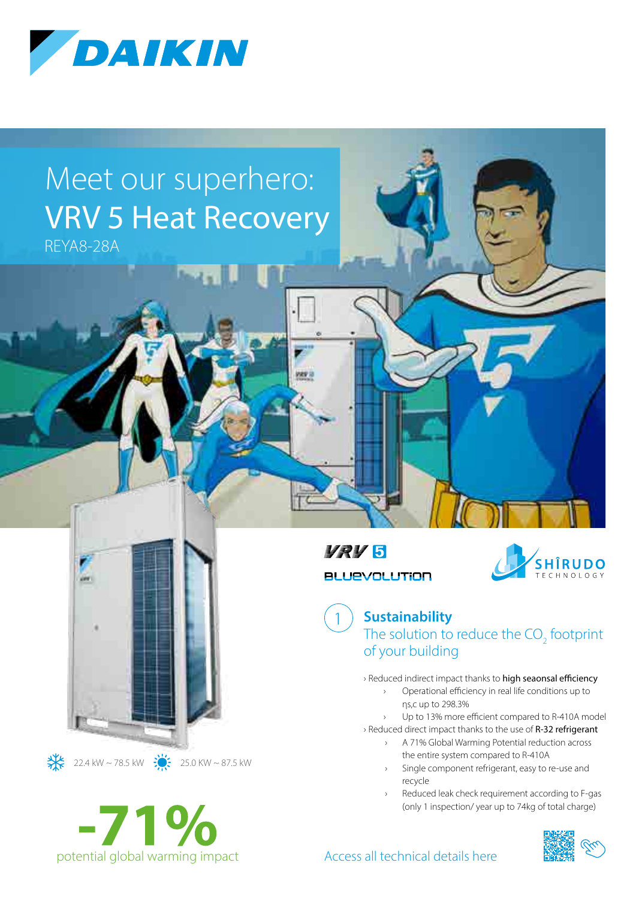# Meet our superhero: VRV 5 Heat Recovery

REYA8-28A

VRV 5

BLUEVOLUTION

SHÎRUDO TECHNOLOGY

22.4 kW ~ 78.5 kW    25.0 KW ~ 87.5 kW

**-71%**
potential global warming impact

## 1 Sustainability

The solution to reduce the $CO_2$ footprint of your building

- Reduced indirect impact thanks to **high seaonsal efficiency**
  - Operational efficiency in real life conditions up to $\eta_{s,c}$ up to 298.3%
  - Up to 13% more efficient compared to R-410A model
- Reduced direct impact thanks to the use of **R-32 refrigerant**
  - A 71% Global Warming Potential reduction across the entire system compared to R-410A
  - Single component refrigerant, easy to re-use and recycle
  - Reduced leak check requirement according to F-gas (only 1 inspection/ year up to 74kg of total charge)

Access all technical details here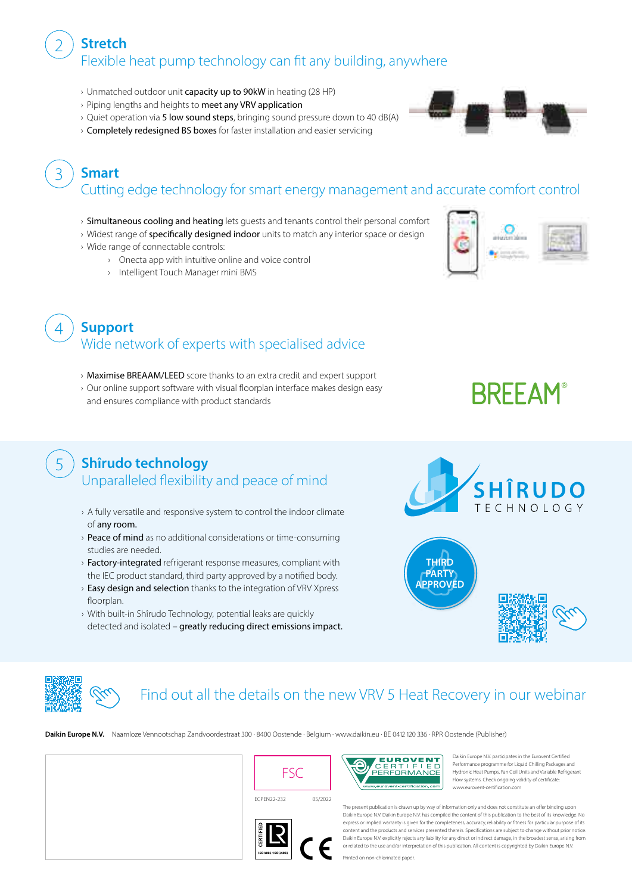## 2 Stretch

### Flexible heat pump technology can fit any building, anywhere

- Unmatched outdoor unit **capacity up to 90kW** in heating (28 HP)
- Piping lengths and heights to **meet any VRV application**
- Quiet operation via **5 low sound steps**, bringing sound pressure down to 40 dB(A)
- **Completely redesigned BS boxes** for faster installation and easier servicing

## 3 Smart

### Cutting edge technology for smart energy management and accurate comfort control

- **Simultaneous cooling and heating** lets guests and tenants control their personal comfort
- Widest range of **specifically designed indoor** units to match any interior space or design
- Wide range of connectable controls:
  - Onecta app with intuitive online and voice control
  - Intelligent Touch Manager mini BMS

## 4 Support

### Wide network of experts with specialised advice

- **Maximise BREAAM/LEED** score thanks to an extra credit and expert support
- Our online support software with visual floorplan interface makes design easy and ensures compliance with product standards

BREEAM®

## 5 Shîrudo technology

### Unparalleled flexibility and peace of mind

- A fully versatile and responsive system to control the indoor climate of **any room.**
- **Peace of mind** as no additional considerations or time-consuming studies are needed.
- **Factory-integrated** refrigerant response measures, compliant with the IEC product standard, third party approved by a notified body.
- **Easy design and selection** thanks to the integration of VRV Xpress floorplan.
- With built-in Shîrudo Technology, potential leaks are quickly detected and isolated – **greatly reducing direct emissions impact.**

SHÎRUDO TECHNOLOGY

THIRD PARTY APPROVED

Find out all the details on the new VRV 5 Heat Recovery in our webinar

**Daikin Europe N.V.** Naamloze Vennootschap Zandvoordestraat 300 · 8400 Oostende · Belgium · www.daikin.eu · BE 0412 120 336 · RPR Oostende (Publisher)

FSC

ECPEN22-232 05/2022

EUROVENT CERTIFIED PERFORMANCE www.eurovent-certification.com

Daikin Europe N.V. participates in the Eurovent Certified Performance programme for Liquid Chilling Packages and Hydronic Heat Pumps, Fan Coil Units and Variable Refrigerant Flow systems. Check ongoing validity of certificate: www.eurovent-certification.com

The present publication is drawn up by way of information only and does not constitute an offer binding upon Daikin Europe N.V. Daikin Europe N.V. has compiled the content of this publication to the best of its knowledge. No express or implied warranty is given for the completeness, accuracy, reliability or fitness for particular purpose of its content and the products and services presented therein. Specifications are subject to change without prior notice. Daikin Europe N.V. explicitly rejects any liability for any direct or indirect damage, in the broadest sense, arising from or related to the use and/or interpretation of this publication. All content is copyrighted by Daikin Europe N.V.

Printed on non-chlorinated paper.

CERTIFIED ISO 9001 · ISO 14001

CE